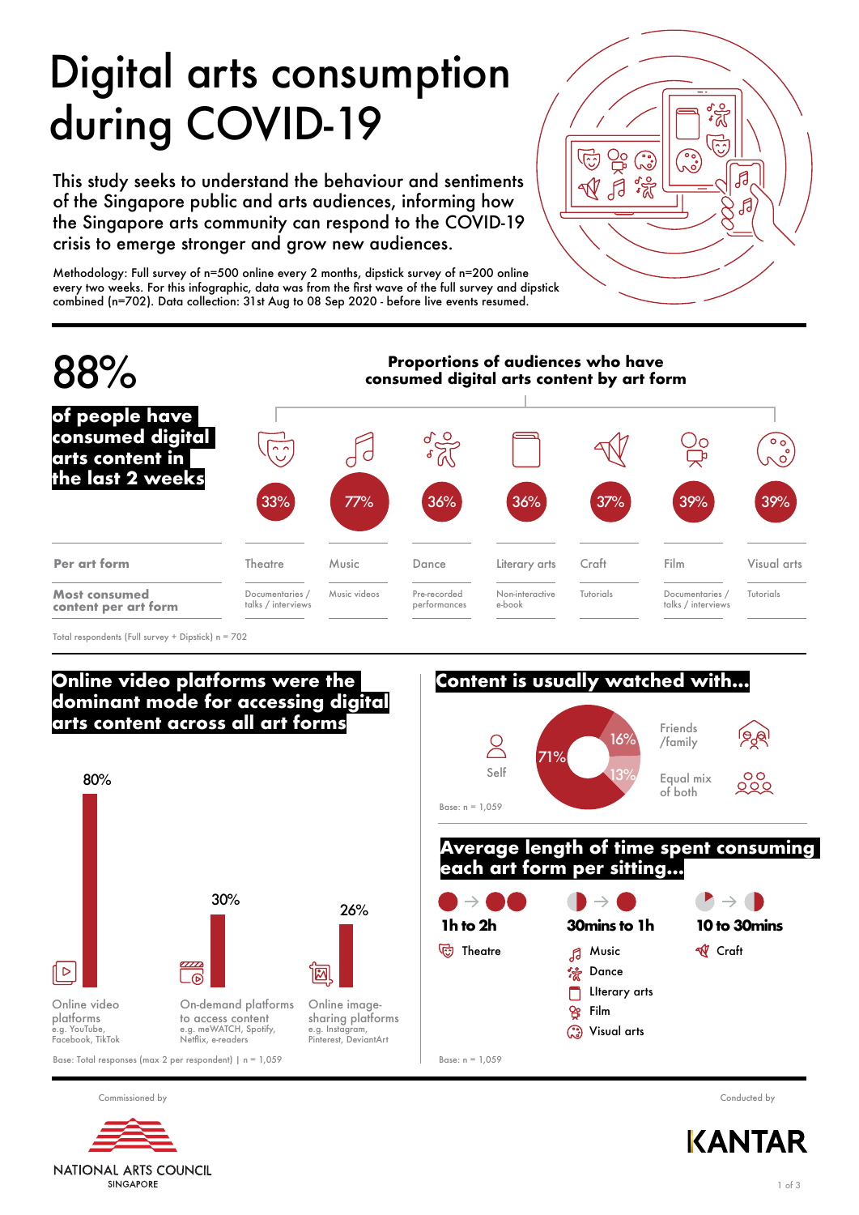# Digital arts consumption during COVID-19

This study seeks to understand the behaviour and sentiments of the Singapore public and arts audiences, informing how the Singapore arts community can respond to the COVID-19 crisis to emerge stronger and grow new audiences.

Methodology: Full survey of n=500 online every 2 months, dipstick survey of n=200 online every two weeks. For this infographic, data was from the first wave of the full survey and dipstick combined (n=702). Data collection: 31st Aug to 08 Sep 2020 - before live events resumed.

## 88%

**of people have consumed digital arts content in the last 2 weeks**

### Proportions of audiences who have consumed digital arts content by art form

| Per art form | Theatre | Music | Dance | Literary arts | Craft | Film | Visual arts |
|---|---|---|---|---|---|---|---|
| | 33% | 77% | 36% | 36% | 37% | 39% | 39% |
| Most consumed content per art form | Documentaries / talks / interviews | Music videos | Pre-recorded performances | Non-interactive e-book | Tutorials | Documentaries / talks / interviews | Tutorials |

Total respondents (Full survey + Dipstick) n = 702

## Online video platforms were the dominant mode for accessing digital arts content across all art forms

| Platform | % |
|---|---|
| Online video platforms (e.g. YouTube, Facebook, TikTok) | 80% |
| On-demand platforms to access content (e.g. meWATCH, Spotify, Netflix, e-readers) | 30% |
| Online image-sharing platforms (e.g. Instagram, Pinterest, DeviantArt) | 26% |

Base: Total responses (max 2 per respondent) | n = 1,059

## Content is usually watched with...

| With | % |
|---|---|
| Self | 71% |
| Friends /family | 16% |
| Equal mix of both | 13% |

Base: n = 1,059

## Average length of time spent consuming each art form per sitting...

| 1h to 2h | 30mins to 1h | 10 to 30mins |
|---|---|---|
| Theatre | Music | Craft |
| | Dance | |
| | LIterary arts | |
| | Film | |
| | Visual arts | |

Base: n = 1,059

Commissioned by NATIONAL ARTS COUNCIL SINGAPORE

Conducted by KANTAR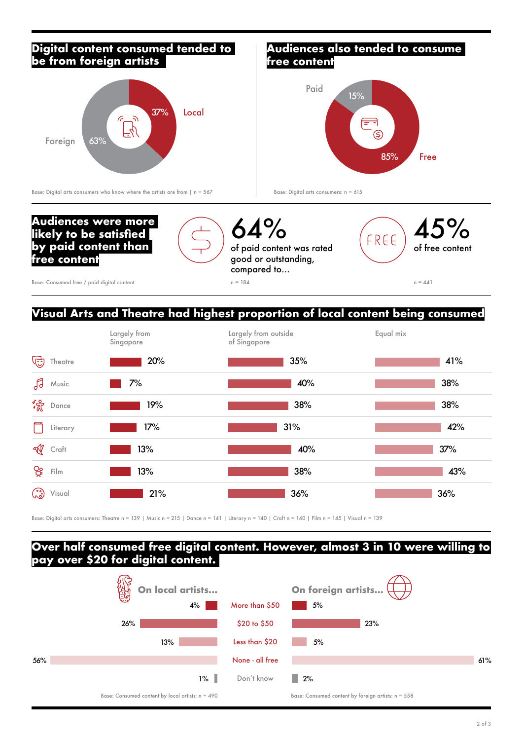## Digital content consumed tended to be from foreign artists

- Local: 37%
- Foreign: 63%

Base: Digital arts consumers who know where the artists are from | n = 567

## Audiences also tended to consume free content

- Paid: 15%
- Free: 85%

Base: Digital arts consumers: n = 615

## Audiences were more likely to be satisfied by paid content than free content

**64%** of paid content was rated good or outstanding, compared to...

n = 184

**45%** of free content

n = 441

Base: Consumed free / paid digital content

## Visual Arts and Theatre had highest proportion of local content being consumed

| | Largely from Singapore | Largely from outside of Singapore | Equal mix |
|---|---|---|---|
| Theatre | 20% | 35% | 41% |
| Music | 7% | 40% | 38% |
| Dance | 19% | 38% | 38% |
| Literary | 17% | 31% | 42% |
| Craft | 13% | 40% | 37% |
| Film | 13% | 38% | 43% |
| Visual | 21% | 36% | 36% |

Base: Digital arts consumers: Theatre n = 139 | Music n = 215 | Dance n = 141 | Literary n = 140 | Craft n = 140 | Film n = 145 | Visual n = 139

## Over half consumed free digital content. However, almost 3 in 10 were willing to pay over $20 for digital content.

| On local artists... | | On foreign artists... |
|---|---|---|
| 4% | More than $50 | 5% |
| 26% | $20 to $50 | 23% |
| 13% | Less than $20 | 5% |
| 56% | None - all free | 61% |
| 1% | Don't know | 2% |

Base: Consumed content by local artists: n = 490

Base: Consumed content by foreign artists: n = 558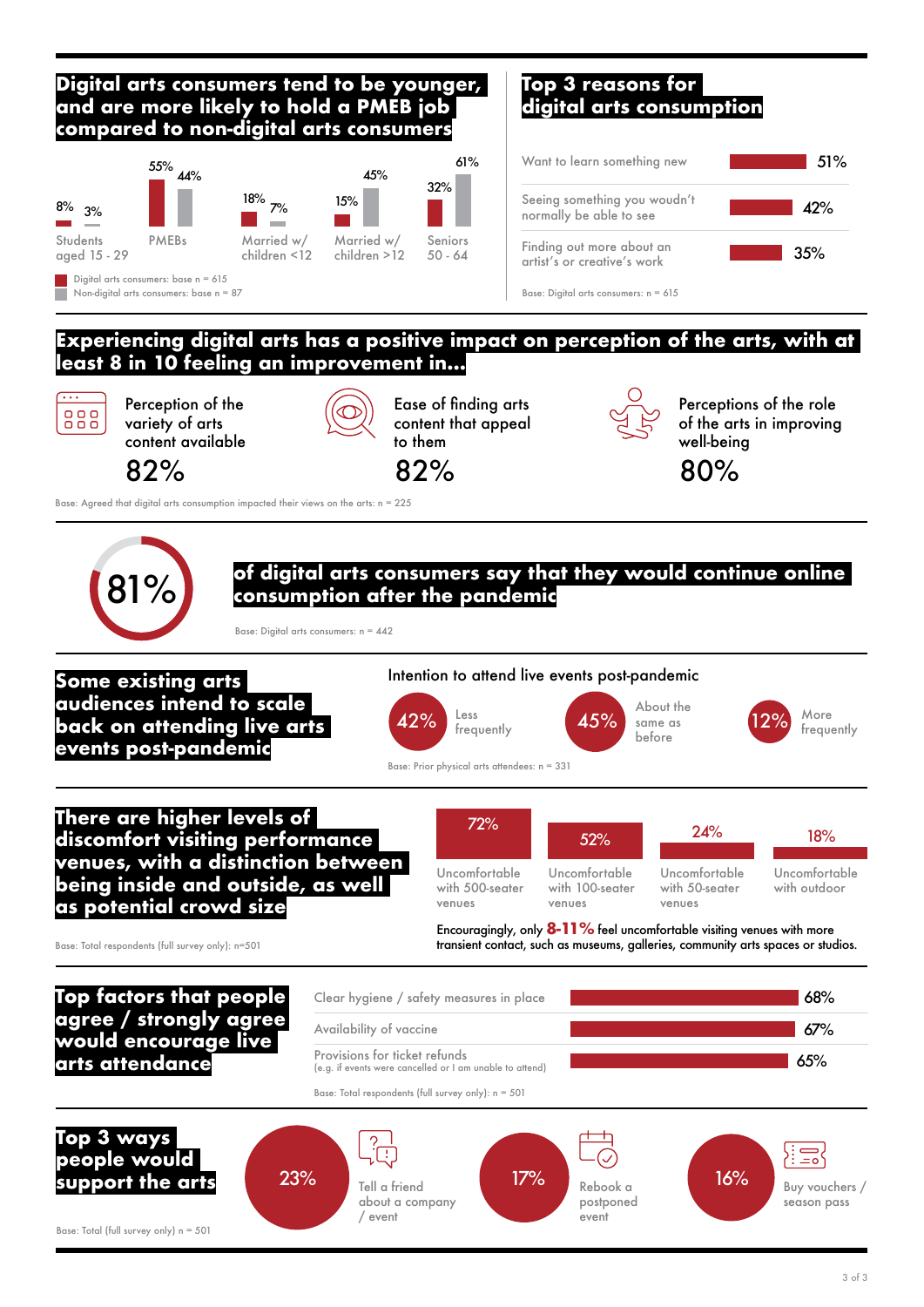## Digital arts consumers tend to be younger, and are more likely to hold a PMEB job compared to non-digital arts consumers

8% 3%
Students aged 15 - 29

55% 44%
PMEBs

18% 7%
Married w/ children <12

15% 45%
Married w/ children >12

32% 61%
Seniors 50 - 64

Digital arts consumers: base n = 615
Non-digital arts consumers: base n = 87

## Top 3 reasons for digital arts consumption

Want to learn something new 51%

Seeing something you woudn't normally be able to see 42%

Finding out more about an artist's or creative's work 35%

Base: Digital arts consumers: n = 615

## Experiencing digital arts has a positive impact on perception of the arts, with at least 8 in 10 feeling an improvement in...

Perception of the variety of arts content available
**82%**

Ease of finding arts content that appeal to them
**82%**

Perceptions of the role of the arts in improving well-being
**80%**

Base: Agreed that digital arts consumption impacted their views on the arts: n = 225

**81%**

## of digital arts consumers say that they would continue online consumption after the pandemic

Base: Digital arts consumers: n = 442

## Some existing arts audiences intend to scale back on attending live arts events post-pandemic

Intention to attend live events post-pandemic

42% Less frequently

45% About the same as before

12% More frequently

Base: Prior physical arts attendees: n = 331

## There are higher levels of discomfort visiting performance venues, with a distinction between being inside and outside, as well as potential crowd size

72% Uncomfortable with 500-seater venues

52% Uncomfortable with 100-seater venues

24% Uncomfortable with 50-seater venues

18% Uncomfortable with outdoor

Encouragingly, only **8-11%** feel uncomfortable visiting venues with more transient contact, such as museums, galleries, community arts spaces or studios.

Base: Total respondents (full survey only): n=501

## Top factors that people agree / strongly agree would encourage live arts attendance

Clear hygiene / safety measures in place 68%

Availability of vaccine 67%

Provisions for ticket refunds (e.g. if events were cancelled or I am unable to attend) 65%

Base: Total respondents (full survey only): n = 501

## Top 3 ways people would support the arts

23% Tell a friend about a company / event

17% Rebook a postponed event

16% Buy vouchers / season pass

Base: Total (full survey only) n = 501